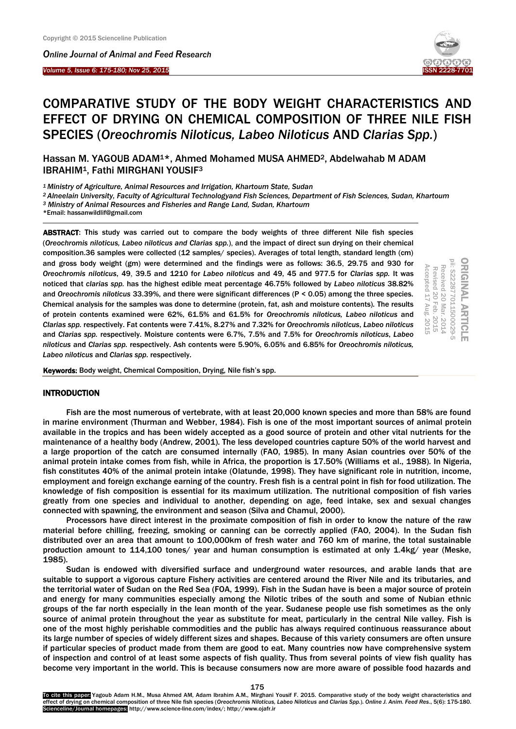# COMPARATIVE STUDY OF THE BODY WEIGHT CHARACTERISTICS AND EFFECT OF DRYING ON CHEMICAL COMPOSITION OF THREE NILE FISH SPECIES (*Oreochromis Niloticus, Labeo Niloticus* AND *Clarias Spp.*)

Hassan M. YAGOUB ADAM[1]*, Ahmed Mohamed MUSA AHMED[2], Abdelwahab M ADAM IBRAHIM[1], Fathi MIRGHANI YOUSIF[3]

*[1] Ministry of Agriculture, Animal Resources and Irrigation, Khartoum State, Sudan*

*[2] Alneelain University, Faculty of Agricultural Technologyand Fish Sciences, Department of Fish Sciences, Sudan, Khartoum*

*[3] Ministry of Animal Resources and Fisheries and Range Land, Sudan, Khartoum*

*Email: hassanwildlif@gmail.com

ORIGINAL ARTICLE
pii: S222877011500029-5
Received 20 Mar. 2014
Revised 20 Feb. 2015
Accepted 17 Aug. 2015

**ABSTRACT**: This study was carried out to compare the body weights of three different Nile fish species (*Oreochromis niloticus, Labeo niloticus and Clarias spp.*), and the impact of direct sun drying on their chemical composition.36 samples were collected (12 samples/ species). Averages of total length, standard length (cm) and gross body weight (gm) were determined and the findings were as follows: 36.5, 29.75 and 930 for *Oreochromis niloticus*, 49, 39.5 and 1210 for *Labeo niloticus* and 49, 45 and 977.5 for *Clarias spp.* It was noticed that *clarias spp.* has the highest edible meat percentage 46.75% followed by *Labeo niloticus* 38.82% and *Oreochromis niloticus* 33.39%, and there were significant differences ($P < 0.05$) among the three species. Chemical analysis for the samples was done to determine (protein, fat, ash and moisture contents). The results of protein contents examined were 62%, 61.5% and 61.5% for *Oreochromis niloticus, Labeo niloticus* and *Clarias spp.* respectively. Fat contents were 7.41%, 8.27% and 7.32% for *Oreochromis niloticus*, *Labeo niloticus* and *Clarias spp.* respectively. Moisture contents were 6.7%, 7.5% and 7.5% for *Oreochromis niloticus*, *Labeo niloticus* and *Clarias spp.* respectively. Ash contents were 5.90%, 6.05% and 6.85% for *Oreochromis niloticus, Labeo niloticus* and *Clarias spp.* respectively.

**Keywords:** Body weight, Chemical Composition, Drying, Nile fish's spp.

## INTRODUCTION

Fish are the most numerous of vertebrate, with at least 20,000 known species and more than 58% are found in marine environment (Thurman and Webber, 1984). Fish is one of the most important sources of animal protein available in the tropics and has been widely accepted as a good source of protein and other vital nutrients for the maintenance of a healthy body (Andrew, 2001). The less developed countries capture 50% of the world harvest and a large proportion of the catch are consumed internally (FAO, 1985). In many Asian countries over 50% of the animal protein intake comes from fish, while in Africa, the proportion is 17.50% (Williams et al., 1988). In Nigeria, fish constitutes 40% of the animal protein intake (Olatunde, 1998). They have significant role in nutrition, income, employment and foreign exchange earning of the country. Fresh fish is a central point in fish for food utilization. The knowledge of fish composition is essential for its maximum utilization. The nutritional composition of fish varies greatly from one species and individual to another, depending on age, feed intake, sex and sexual changes connected with spawning, the environment and season (Silva and Chamul, 2000).

Processors have direct interest in the proximate composition of fish in order to know the nature of the raw material before chilling, freezing, smoking or canning can be correctly applied (FAO, 2004). In the Sudan fish distributed over an area that amount to 100,000km of fresh water and 760 km of marine, the total sustainable production amount to 114,100 tones/ year and human consumption is estimated at only 1.4kg/ year (Meske, 1985).

Sudan is endowed with diversified surface and underground water resources, and arable lands that are suitable to support a vigorous capture Fishery activities are centered around the River Nile and its tributaries, and the territorial water of Sudan on the Red Sea (FOA, 1999). Fish in the Sudan have is been a major source of protein and energy for many communities especially among the Nilotic tribes of the south and some of Nubian ethnic groups of the far north especially in the lean month of the year. Sudanese people use fish sometimes as the only source of animal protein throughout the year as substitute for meat, particularly in the central Nile valley. Fish is one of the most highly perishable commodities and the public has always required continuous reassurance about its large number of species of widely different sizes and shapes. Because of this variety consumers are often unsure if particular species of product made from them are good to eat. Many countries now have comprehensive system of inspection and control of at least some aspects of fish quality. Thus from several points of view fish quality has become very important in the world. This is because consumers now are more aware of possible food hazards and

To cite this paper: Yagoub Adam H.M., Musa Ahmed AM, Adam Ibrahim A.M., Mirghani Yousif F. 2015. Comparative study of the body weight characteristics and effect of drying on chemical composition of three Nile fish species (*Oreochromis Niloticus, Labeo Niloticus* and *Clarias Spp.*). *Online J. Anim. Feed Res.*, 5(6): 175-180.
Scienceline/Journal homepages: http://www.science-line.com/index/; http://www.ojafr.ir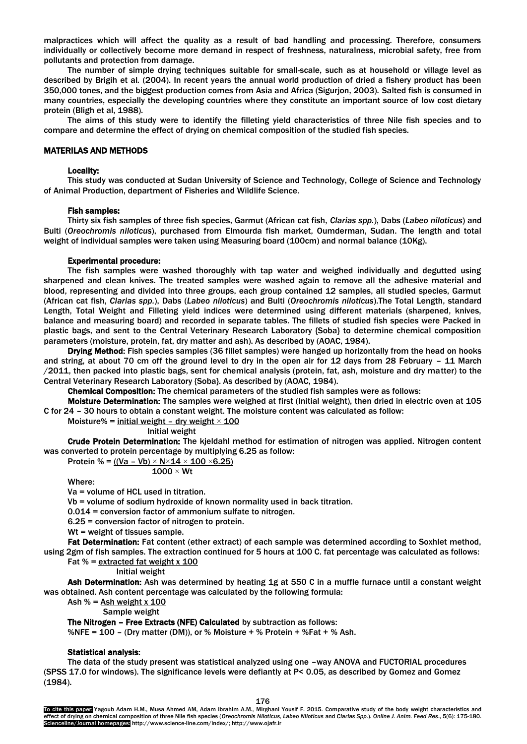malpractices which will affect the quality as a result of bad handling and processing. Therefore, consumers individually or collectively become more demand in respect of freshness, naturalness, microbial safety, free from pollutants and protection from damage.

The number of simple drying techniques suitable for small-scale, such as at household or village level as described by Brigih et al. (2004). In recent years the annual world production of dried a fishery product has been 350,000 tones, and the biggest production comes from Asia and Africa (Sigurjon, 2003). Salted fish is consumed in many countries, especially the developing countries where they constitute an important source of low cost dietary protein (Bligh et al, 1988).

The aims of this study were to identify the filleting yield characteristics of three Nile fish species and to compare and determine the effect of drying on chemical composition of the studied fish species.

## MATERILAS AND METHODS

### Locality:

This study was conducted at Sudan University of Science and Technology, College of Science and Technology of Animal Production, department of Fisheries and Wildlife Science.

### Fish samples:

Thirty six fish samples of three fish species, Garmut (African cat fish, *Clarias spp.*), Dabs (*Labeo niloticus*) and Bulti (*Oreochromis niloticus*), purchased from Elmourda fish market, Oumderman, Sudan. The length and total weight of individual samples were taken using Measuring board (100cm) and normal balance (10Kg).

### Experimental procedure:

The fish samples were washed thoroughly with tap water and weighed individually and degutted using sharpened and clean knives. The treated samples were washed again to remove all the adhesive material and blood, representing and divided into three groups, each group contained 12 samples, all studied species, Garmut (African cat fish, *Clarias spp.*), Dabs (*Labeo niloticus*) and Bulti (*Oreochromis niloticus*).The Total Length, standard Length, Total Weight and Filleting yield indices were determined using different materials (sharpened, knives, balance and measuring board) and recorded in separate tables. The fillets of studied fish species were Packed in plastic bags, and sent to the Central Veterinary Research Laboratory {Soba} to determine chemical composition parameters (moisture, protein, fat, dry matter and ash). As described by (AOAC, 1984).

**Drying Method:** Fish species samples (36 fillet samples) were hanged up horizontally from the head on hooks and string, at about 70 cm off the ground level to dry in the open air for 12 days from 28 February – 11 March /2011, then packed into plastic bags, sent for chemical analysis (protein, fat, ash, moisture and dry matter) to the Central Veterinary Research Laboratory {Soba}. As described by (AOAC, 1984).

**Chemical Composition:** The chemical parameters of the studied fish samples were as follows:

**Moisture Determination:** The samples were weighed at first (Initial weight), then dried in electric oven at 105 C for 24 – 30 hours to obtain a constant weight. The moisture content was calculated as follow:

$$\text{Moisture\%} = \frac{\text{initial weight} - \text{dry weight} \times 100}{\text{Initial weight}}$$

**Crude Protein Determination:** The kjeldahl method for estimation of nitrogen was applied. Nitrogen content was converted to protein percentage by multiplying 6.25 as follow:

$$\text{Protein \%} = \frac{((Va - Vb) \times N \times 14 \times 100 \times 6.25)}{1000 \times Wt}$$

Where:

Va = volume of HCL used in titration.

Vb = volume of sodium hydroxide of known normality used in back titration.

0.014 = conversion factor of ammonium sulfate to nitrogen.

6.25 = conversion factor of nitrogen to protein.

Wt = weight of tissues sample.

**Fat Determination:** Fat content (ether extract) of each sample was determined according to Soxhlet method, using 2gm of fish samples. The extraction continued for 5 hours at 100 C. fat percentage was calculated as follows:

$$\text{Fat \%} = \frac{\text{extracted fat weight x 100}}{\text{Initial weight}}$$

**Ash Determination:** Ash was determined by heating 1g at 550 C in a muffle furnace until a constant weight was obtained. Ash content percentage was calculated by the following formula:

$$\text{Ash \%} = \frac{\text{Ash weight x 100}}{\text{Sample weight}}$$

**The Nitrogen – Free Extracts (NFE) Calculated** by subtraction as follows:

%NFE = 100 – (Dry matter (DM)), or % Moisture + % Protein + %Fat + % Ash.

### Statistical analysis:

The data of the study present was statistical analyzed using one –way ANOVA and FUCTORIAL procedures (SPSS 17.0 for windows). The significance levels were defiantly at $P< 0.05$, as described by Gomez and Gomez (1984).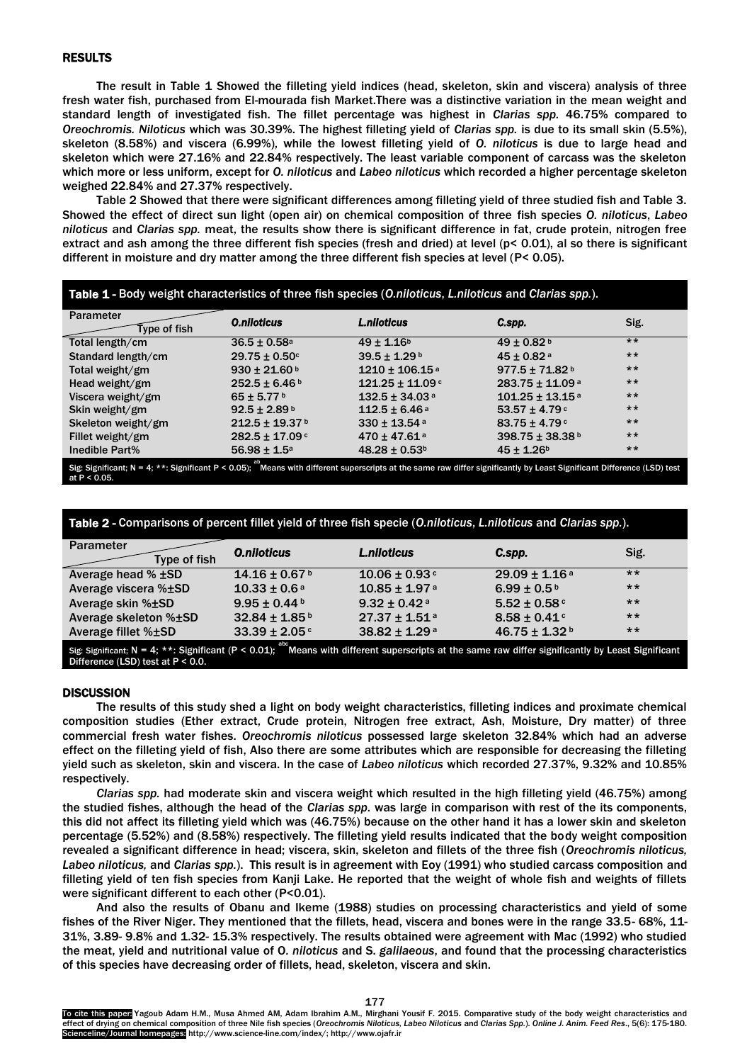## RESULTS

The result in Table 1 Showed the filleting yield indices (head, skeleton, skin and viscera) analysis of three fresh water fish, purchased from El-mourada fish Market.There was a distinctive variation in the mean weight and standard length of investigated fish. The fillet percentage was highest in *Clarias spp.* 46.75% compared to *Oreochromis. Niloticus* which was 30.39%. The highest filleting yield of *Clarias spp.* is due to its small skin (5.5%), skeleton (8.58%) and viscera (6.99%), while the lowest filleting yield of *O. niloticus* is due to large head and skeleton which were 27.16% and 22.84% respectively. The least variable component of carcass was the skeleton which more or less uniform, except for *O. niloticus* and *Labeo niloticus* which recorded a higher percentage skeleton weighed 22.84% and 27.37% respectively.

Table 2 Showed that there were significant differences among filleting yield of three studied fish and Table 3. Showed the effect of direct sun light (open air) on chemical composition of three fish species *O. niloticus*, *Labeo niloticus* and *Clarias spp.* meat, the results show there is significant difference in fat, crude protein, nitrogen free extract and ash among the three different fish species (fresh and dried) at level ($p < 0.01$), al so there is significant different in moisture and dry matter among the three different fish species at level ($P < 0.05$).

**Table 1** - Body weight characteristics of three fish species (*O.niloticus*, *L.niloticus* and *Clarias spp.*).

| Parameter / Type of fish | *O.niloticus* | *L.niloticus* | *C.spp.* | Sig. |
|---|---|---|---|---|
| Total length/cm | 36.5 ± 0.58[a] | 49 ± 1.16[b] | 49 ± 0.82[b] | ** |
| Standard length/cm | 29.75 ± 0.50[c] | 39.5 ± 1.29[b] | 45 ± 0.82[a] | ** |
| Total weight/gm | 930 ± 21.60[b] | 1210 ± 106.15[a] | 977.5 ± 71.82[b] | ** |
| Head weight/gm | 252.5 ± 6.46[b] | 121.25 ± 11.09[c] | 283.75 ± 11.09[a] | ** |
| Viscera weight/gm | 65 ± 5.77[b] | 132.5 ± 34.03[a] | 101.25 ± 13.15[a] | ** |
| Skin weight/gm | 92.5 ± 2.89[b] | 112.5 ± 6.46[a] | 53.57 ± 4.79[c] | ** |
| Skeleton weight/gm | 212.5 ± 19.37[b] | 330 ± 13.54[a] | 83.75 ± 4.79[c] | ** |
| Fillet weight/gm | 282.5 ± 17.09[c] | 470 ± 47.61[a] | 398.75 ± 38.38[b] | ** |
| Inedible Part% | 56.98 ± 1.5[a] | 48.28 ± 0.53[b] | 45 ± 1.26[b] | ** |

Sig: Significant; N = 4; **: Significant P < 0.05); [ab] Means with different superscripts at the same raw differ significantly by Least Significant Difference (LSD) test at P < 0.05.

**Table 2** - Comparisons of percent fillet yield of three fish specie (*O.niloticus*, *L.niloticus* and *Clarias spp.*).

| Parameter / Type of fish | *O.niloticus* | *L.niloticus* | *C.spp.* | Sig. |
|---|---|---|---|---|
| Average head % ±SD | 14.16 ± 0.67[b] | 10.06 ± 0.93[c] | 29.09 ± 1.16[a] | ** |
| Average viscera %±SD | 10.33 ± 0.6[a] | 10.85 ± 1.97[a] | 6.99 ± 0.5[b] | ** |
| Average skin %±SD | 9.95 ± 0.44[b] | 9.32 ± 0.42[a] | 5.52 ± 0.58[c] | ** |
| Average skeleton %±SD | 32.84 ± 1.85[b] | 27.37 ± 1.51[a] | 8.58 ± 0.41[c] | ** |
| Average fillet %±SD | 33.39 ± 2.05[c] | 38.82 ± 1.29[a] | 46.75 ± 1.32[b] | ** |

Sig: Significant; N = 4; **: Significant (P < 0.01); [abc] Means with different superscripts at the same raw differ significantly by Least Significant Difference (LSD) test at P < 0.0.

## DISCUSSION

The results of this study shed a light on body weight characteristics, filleting indices and proximate chemical composition studies (Ether extract, Crude protein, Nitrogen free extract, Ash, Moisture, Dry matter) of three commercial fresh water fishes. *Oreochromis niloticus* possessed large skeleton 32.84% which had an adverse effect on the filleting yield of fish, Also there are some attributes which are responsible for decreasing the filleting yield such as skeleton, skin and viscera. In the case of *Labeo niloticus* which recorded 27.37%, 9.32% and 10.85% respectively.

*Clarias spp.* had moderate skin and viscera weight which resulted in the high filleting yield (46.75%) among the studied fishes, although the head of the *Clarias spp.* was large in comparison with rest of the its components, this did not affect its filleting yield which was (46.75%) because on the other hand it has a lower skin and skeleton percentage (5.52%) and (8.58%) respectively. The filleting yield results indicated that the body weight composition revealed a significant difference in head; viscera, skin, skeleton and fillets of the three fish (*Oreochromis niloticus, Labeo niloticus,* and *Clarias spp.*). This result is in agreement with Eoy (1991) who studied carcass composition and filleting yield of ten fish species from Kanji Lake. He reported that the weight of whole fish and weights of fillets were significant different to each other ($P<0.01$).

And also the results of Obanu and Ikeme (1988) studies on processing characteristics and yield of some fishes of the River Niger. They mentioned that the fillets, head, viscera and bones were in the range 33.5- 68%, 11- 31%, 3.89- 9.8% and 1.32- 15.3% respectively. The results obtained were agreement with Mac (1992) who studied the meat, yield and nutritional value of O. *niloticus* and S. *galilaeous*, and found that the processing characteristics of this species have decreasing order of fillets, head, skeleton, viscera and skin.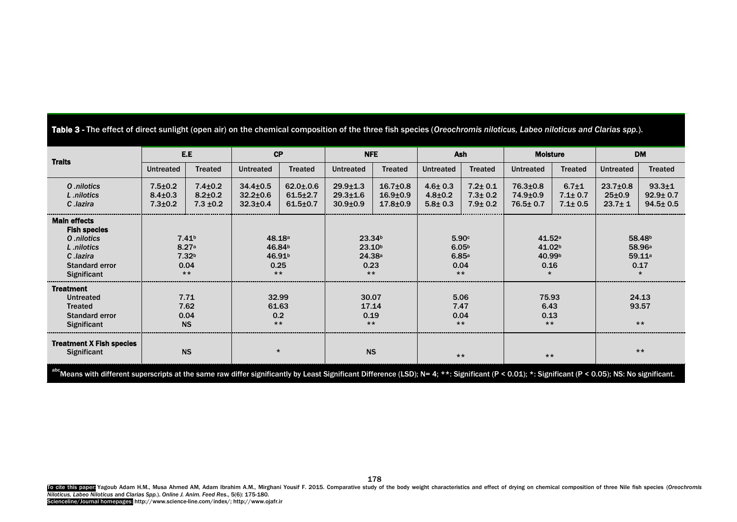**Table 3** - The effect of direct sunlight (open air) on the chemical composition of the three fish species (*Oreochromis niloticus, Labeo niloticus and Clarias spp.*).

| Traits | E.E | | CP | | NFE | | Ash | | Moisture | | DM | |
|---|---|---|---|---|---|---|---|---|---|---|---|---|
| | Untreated | Treated | Untreated | Treated | Untreated | Treated | Untreated | Treated | Untreated | Treated | Untreated | Treated |
| *O .nilotics* | 7.5±0.2 | 7.4±0.2 | 34.4±0.5 | 62.0±.0.6 | 29.9±1.3 | 16.7±0.8 | 4.6± 0.3 | 7.2± 0.1 | 76.3±0.8 | 6.7±1 | 23.7±0.8 | 93.3±1 |
| *L .nilotics* | 8.4±0.3 | 8.2±0.2 | 32.2±0.6 | 61.5±2.7 | 29.3±1.6 | 16.9±0.9 | 4.8±0.2 | 7.3± 0.2 | 74.9±0.9 | 7.1± 0.7 | 25±0.9 | 92.9± 0.7 |
| *C .lazira* | 7.3±0.2 | 7.3 ±0.2 | 32.3±0.4 | 61.5±0.7 | 30.9±0.9 | 17.8±0.9 | 5.8± 0.3 | 7.9± 0.2 | 76.5± 0.7 | 7.1± 0.5 | 23.7± 1 | 94.5± 0.5 |
| **Main effects** | | | | | | | | | | | | |
| **Fish species** | | | | | | | | | | | | |
| *O .nilotics* | $7.41^b$ | | $48.18^a$ | | $23.34^b$ | | $5.90^c$ | | $41.52^a$ | | $58.48^b$ | |
| *L .nilotics* | $8.27^a$ | | $46.84^b$ | | $23.10^b$ | | $6.05^b$ | | $41.02^b$ | | $58.96^a$ | |
| *C .lazira* | $7.32^b$ | | $46.91^b$ | | $24.38^a$ | | $6.85^a$ | | $40.99^b$ | | $59.11^a$ | |
| Standard error | 0.04 | | 0.25 | | 0.23 | | 0.04 | | 0.16 | | 0.17 | |
| Significant | ** | | ** | | ** | | ** | | * | | * | |
| **Treatment** | | | | | | | | | | | | |
| Untreated | 7.71 | | 32.99 | | 30.07 | | 5.06 | | 75.93 | | 24.13 | |
| Treated | 7.62 | | 61.63 | | 17.14 | | 7.47 | | 6.43 | | 93.57 | |
| Standard error | 0.04 | | 0.2 | | 0.19 | | 0.04 | | 0.13 | | | |
| Significant | NS | | ** | | ** | | ** | | ** | | ** | |
| **Treatment X Fish species** | | | | | | | | | | | | |
| Significant | NS | | * | | NS | | ** | | ** | | ** | |

[abc]Means with different superscripts at the same raw differ significantly by Least Significant Difference (LSD); N= 4; **: Significant ($P < 0.01$); *: Significant ($P < 0.05$); NS: No significant.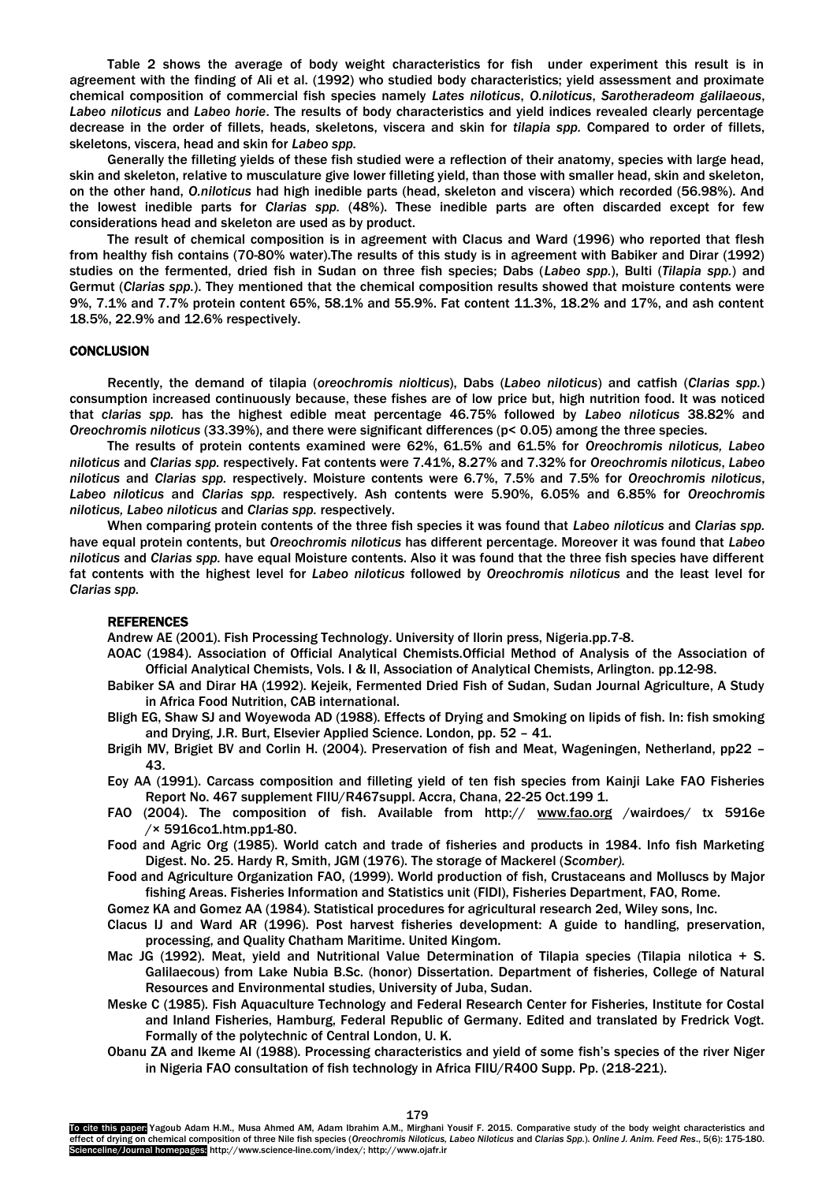Table 2 shows the average of body weight characteristics for fish under experiment this result is in agreement with the finding of Ali et al. (1992) who studied body characteristics; yield assessment and proximate chemical composition of commercial fish species namely *Lates niloticus*, *O.niloticus*, *Sarotheradeom galilaeous*, *Labeo niloticus* and *Labeo horie*. The results of body characteristics and yield indices revealed clearly percentage decrease in the order of fillets, heads, skeletons, viscera and skin for *tilapia spp.* Compared to order of fillets, skeletons, viscera, head and skin for *Labeo spp.*

Generally the filleting yields of these fish studied were a reflection of their anatomy, species with large head, skin and skeleton, relative to musculature give lower filleting yield, than those with smaller head, skin and skeleton, on the other hand, *O.niloticus* had high inedible parts (head, skeleton and viscera) which recorded (56.98%). And the lowest inedible parts for *Clarias spp.* (48%). These inedible parts are often discarded except for few considerations head and skeleton are used as by product.

The result of chemical composition is in agreement with Clacus and Ward (1996) who reported that flesh from healthy fish contains (70-80% water).The results of this study is in agreement with Babiker and Dirar (1992) studies on the fermented, dried fish in Sudan on three fish species; Dabs (*Labeo spp.*), Bulti (*Tilapia spp.*) and Germut (*Clarias spp.*). They mentioned that the chemical composition results showed that moisture contents were 9%, 7.1% and 7.7% protein content 65%, 58.1% and 55.9%. Fat content 11.3%, 18.2% and 17%, and ash content 18.5%, 22.9% and 12.6% respectively.

## CONCLUSION

Recently, the demand of tilapia (*oreochromis niolticus*), Dabs (*Labeo niloticus*) and catfish (*Clarias spp.*) consumption increased continuously because, these fishes are of low price but, high nutrition food. It was noticed that *clarias spp.* has the highest edible meat percentage 46.75% followed by *Labeo niloticus* 38.82% and *Oreochromis niloticus* (33.39%), and there were significant differences ($p< 0.05$) among the three species.

The results of protein contents examined were 62%, 61.5% and 61.5% for *Oreochromis niloticus, Labeo niloticus* and *Clarias spp.* respectively. Fat contents were 7.41%, 8.27% and 7.32% for *Oreochromis niloticus*, *Labeo niloticus* and *Clarias spp.* respectively. Moisture contents were 6.7%, 7.5% and 7.5% for *Oreochromis niloticus*, *Labeo niloticus* and *Clarias spp.* respectively. Ash contents were 5.90%, 6.05% and 6.85% for *Oreochromis niloticus, Labeo niloticus* and *Clarias spp.* respectively.

When comparing protein contents of the three fish species it was found that *Labeo niloticus* and *Clarias spp.* have equal protein contents, but *Oreochromis niloticus* has different percentage. Moreover it was found that *Labeo niloticus* and *Clarias spp.* have equal Moisture contents. Also it was found that the three fish species have different fat contents with the highest level for *Labeo niloticus* followed by *Oreochromis niloticus* and the least level for *Clarias spp.*

## REFERENCES

Andrew AE (2001). Fish Processing Technology. University of Ilorin press, Nigeria.pp.7-8.

AOAC (1984). Association of Official Analytical Chemists.Official Method of Analysis of the Association of Official Analytical Chemists, Vols. I & II, Association of Analytical Chemists, Arlington. pp.12-98.

Babiker SA and Dirar HA (1992). Kejeik, Fermented Dried Fish of Sudan, Sudan Journal Agriculture, A Study in Africa Food Nutrition, CAB international.

Bligh EG, Shaw SJ and Woyewoda AD (1988). Effects of Drying and Smoking on lipids of fish. In: fish smoking and Drying, J.R. Burt, Elsevier Applied Science. London, pp. 52 – 41.

Brigih MV, Brigiet BV and Corlin H. (2004). Preservation of fish and Meat, Wageningen, Netherland, pp22 – 43.

Eoy AA (1991). Carcass composition and filleting yield of ten fish species from Kainji Lake FAO Fisheries Report No. 467 supplement FIIU/R467suppl. Accra, Chana, 22-25 Oct.199 1.

FAO (2004). The composition of fish. Available from http:// www.fao.org /wairdoes/ tx 5916e /× 5916co1.htm.pp1-80.

Food and Agric Org (1985). World catch and trade of fisheries and products in 1984. Info fish Marketing Digest. No. 25. Hardy R, Smith, JGM (1976). The storage of Mackerel (*Scomber).*

Food and Agriculture Organization FAO, (1999). World production of fish, Crustaceans and Molluscs by Major fishing Areas. Fisheries Information and Statistics unit (FIDI), Fisheries Department, FAO, Rome.

Gomez KA and Gomez AA (1984). Statistical procedures for agricultural research 2ed, Wiley sons, Inc.

Clacus IJ and Ward AR (1996). Post harvest fisheries development: A guide to handling, preservation, processing, and Quality Chatham Maritime. United Kingom.

Mac JG (1992). Meat, yield and Nutritional Value Determination of Tilapia species (Tilapia nilotica + S. Galilaecous) from Lake Nubia B.Sc. (honor) Dissertation. Department of fisheries, College of Natural Resources and Environmental studies, University of Juba, Sudan.

Meske C (1985). Fish Aquaculture Technology and Federal Research Center for Fisheries, Institute for Costal and Inland Fisheries, Hamburg, Federal Republic of Germany. Edited and translated by Fredrick Vogt. Formally of the polytechnic of Central London, U. K.

Obanu ZA and Ikeme AI (1988). Processing characteristics and yield of some fish's species of the river Niger in Nigeria FAO consultation of fish technology in Africa FIIU/R400 Supp. Pp. (218-221).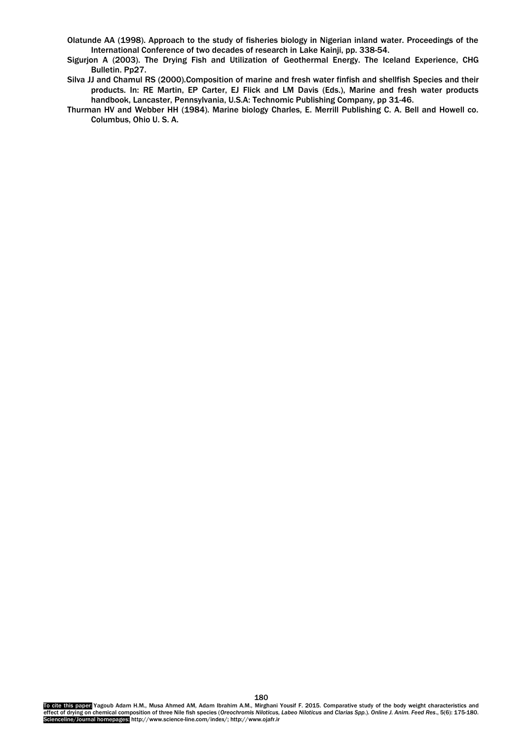Olatunde AA (1998). Approach to the study of fisheries biology in Nigerian inland water. Proceedings of the International Conference of two decades of research in Lake Kainji, pp. 338-54.

Sigurjon A (2003). The Drying Fish and Utilization of Geothermal Energy. The Iceland Experience, CHG Bulletin. Pp27.

Silva JJ and Chamul RS (2000).Composition of marine and fresh water finfish and shellfish Species and their products. In: RE Martin, EP Carter, EJ Flick and LM Davis (Eds.), Marine and fresh water products handbook, Lancaster, Pennsylvania, U.S.A: Technomic Publishing Company, pp 31-46.

Thurman HV and Webber HH (1984). Marine biology Charles, E. Merrill Publishing C. A. Bell and Howell co. Columbus, Ohio U. S. A.